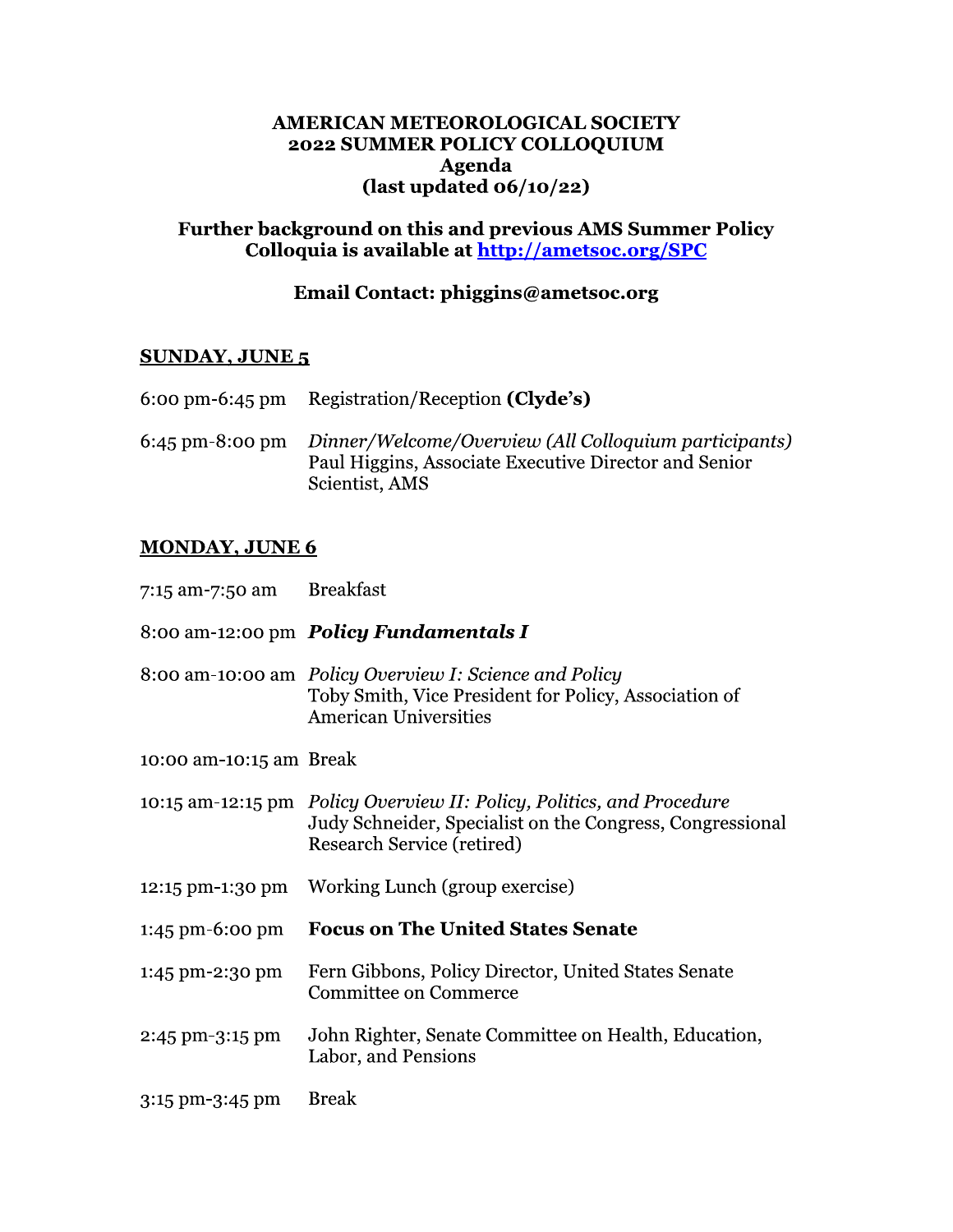**AMERICAN METEOROLOGICAL SOCIETY**
**2022 SUMMER POLICY COLLOQUIUM**
**Agenda**
**(last updated 06/10/22)**

**Further background on this and previous AMS Summer Policy Colloquia is available at [http://ametsoc.org/SPC](http://ametsoc.org/SPC)**

**Email Contact: phiggins@ametsoc.org**

## SUNDAY, JUNE 5

6:00 pm-6:45 pm Registration/Reception **(Clyde's)**

6:45 pm-8:00 pm *Dinner/Welcome/Overview (All Colloquium participants)*
Paul Higgins, Associate Executive Director and Senior Scientist, AMS

## MONDAY, JUNE 6

7:15 am-7:50 am Breakfast

8:00 am-12:00 pm ***Policy Fundamentals I***

8:00 am-10:00 am *Policy Overview I: Science and Policy*
Toby Smith, Vice President for Policy, Association of American Universities

10:00 am-10:15 am Break

10:15 am-12:15 pm *Policy Overview II: Policy, Politics, and Procedure*
Judy Schneider, Specialist on the Congress, Congressional Research Service (retired)

12:15 pm-1:30 pm Working Lunch (group exercise)

1:45 pm-6:00 pm **Focus on The United States Senate**

1:45 pm-2:30 pm Fern Gibbons, Policy Director, United States Senate Committee on Commerce

2:45 pm-3:15 pm John Righter, Senate Committee on Health, Education, Labor, and Pensions

3:15 pm-3:45 pm Break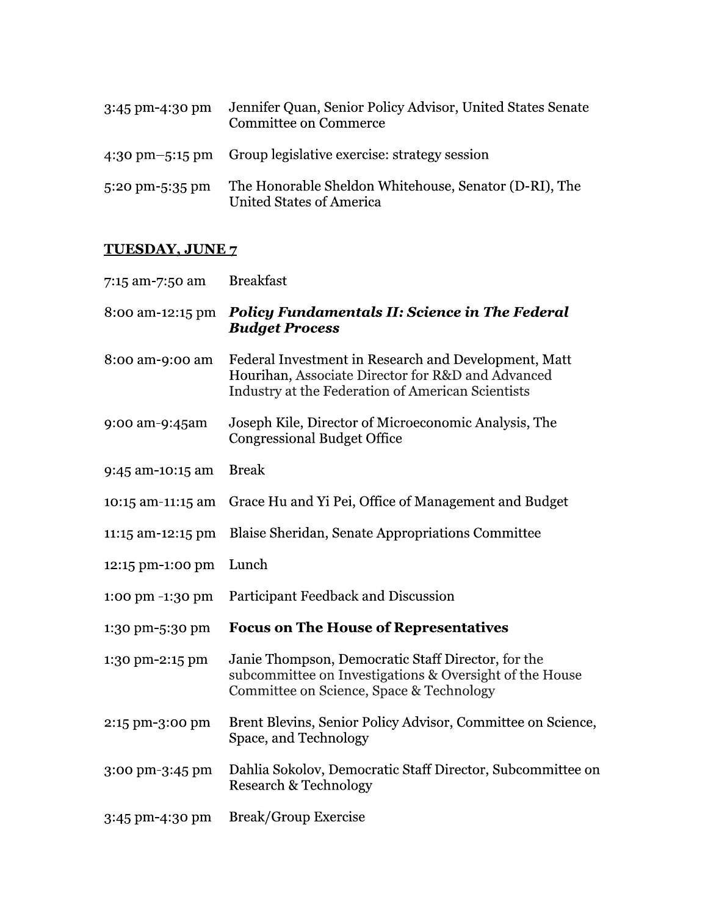| | |
|---|---|
| 3:45 pm-4:30 pm | Jennifer Quan, Senior Policy Advisor, United States Senate Committee on Commerce |
| 4:30 pm–5:15 pm | Group legislative exercise: strategy session |
| 5:20 pm-5:35 pm | The Honorable Sheldon Whitehouse, Senator (D-RI), The United States of America |

## TUESDAY, JUNE 7

| | |
|---|---|
| 7:15 am-7:50 am | Breakfast |
| 8:00 am-12:15 pm | ***Policy Fundamentals II: Science in The Federal Budget Process*** |
| 8:00 am-9:00 am | Federal Investment in Research and Development, Matt Hourihan, Associate Director for R&D and Advanced Industry at the Federation of American Scientists |
| 9:00 am-9:45am | Joseph Kile, Director of Microeconomic Analysis, The Congressional Budget Office |
| 9:45 am-10:15 am | Break |
| 10:15 am-11:15 am | Grace Hu and Yi Pei, Office of Management and Budget |
| 11:15 am-12:15 pm | Blaise Sheridan, Senate Appropriations Committee |
| 12:15 pm-1:00 pm | Lunch |
| 1:00 pm -1:30 pm | Participant Feedback and Discussion |
| 1:30 pm-5:30 pm | **Focus on The House of Representatives** |
| 1:30 pm-2:15 pm | Janie Thompson, Democratic Staff Director, for the subcommittee on Investigations & Oversight of the House Committee on Science, Space & Technology |
| 2:15 pm-3:00 pm | Brent Blevins, Senior Policy Advisor, Committee on Science, Space, and Technology |
| 3:00 pm-3:45 pm | Dahlia Sokolov, Democratic Staff Director, Subcommittee on Research & Technology |
| 3:45 pm-4:30 pm | Break/Group Exercise |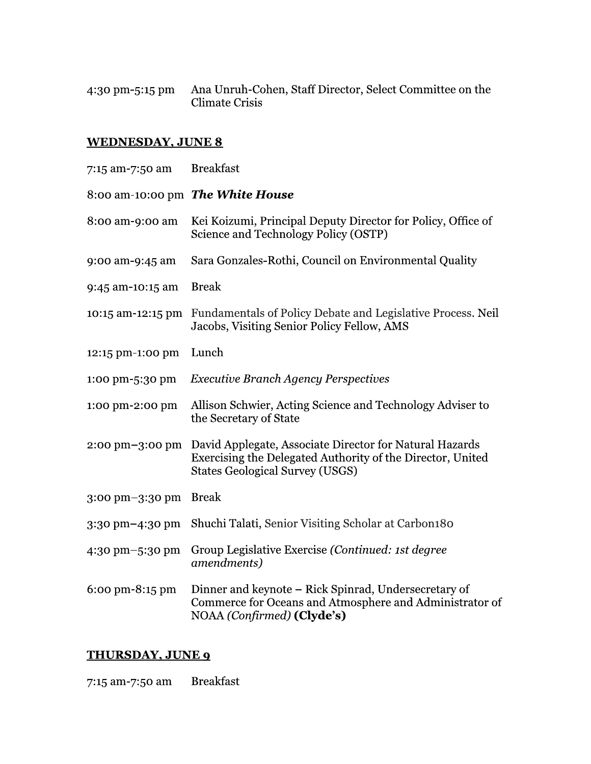4:30 pm-5:15 pm Ana Unruh-Cohen, Staff Director, Select Committee on the Climate Crisis

## WEDNESDAY, JUNE 8

| | |
|---|---|
| 7:15 am-7:50 am | Breakfast |
| 8:00 am-10:00 pm | ***The White House*** |
| 8:00 am-9:00 am | Kei Koizumi, Principal Deputy Director for Policy, Office of Science and Technology Policy (OSTP) |
| 9:00 am-9:45 am | Sara Gonzales-Rothi, Council on Environmental Quality |
| 9:45 am-10:15 am | Break |
| 10:15 am-12:15 pm | Fundamentals of Policy Debate and Legislative Process. Neil Jacobs, Visiting Senior Policy Fellow, AMS |
| 12:15 pm-1:00 pm | Lunch |
| 1:00 pm-5:30 pm | *Executive Branch Agency Perspectives* |
| 1:00 pm-2:00 pm | Allison Schwier, Acting Science and Technology Adviser to the Secretary of State |
| 2:00 pm–3:00 pm | David Applegate, Associate Director for Natural Hazards Exercising the Delegated Authority of the Director, United States Geological Survey (USGS) |
| 3:00 pm–3:30 pm | Break |
| 3:30 pm–4:30 pm | Shuchi Talati, Senior Visiting Scholar at Carbon180 |
| 4:30 pm–5:30 pm | Group Legislative Exercise *(Continued: 1st degree amendments)* |
| 6:00 pm-8:15 pm | Dinner and keynote – Rick Spinrad, Undersecretary of Commerce for Oceans and Atmosphere and Administrator of NOAA *(Confirmed)* **(Clyde's)** |

## THURSDAY, JUNE 9

7:15 am-7:50 am Breakfast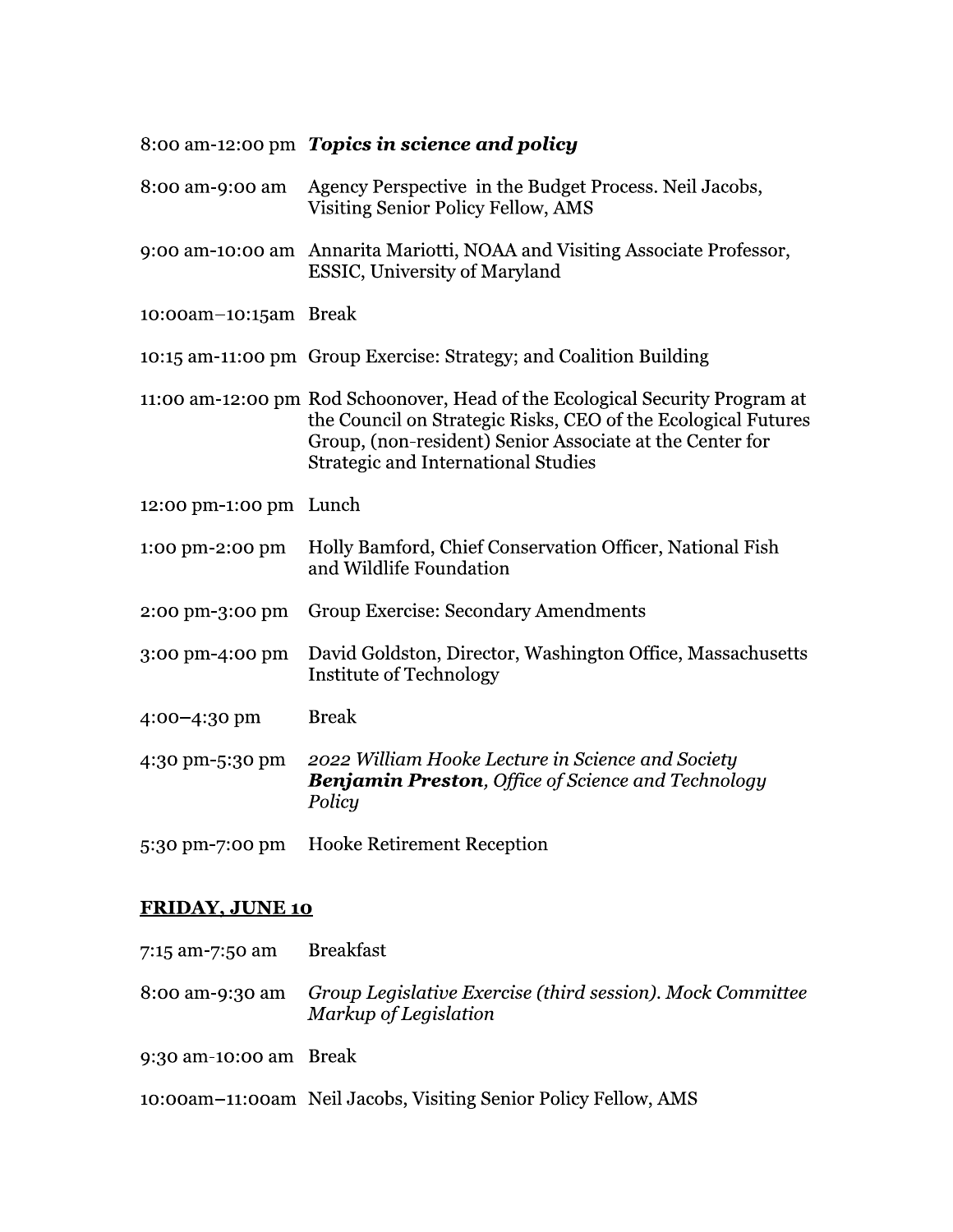| | |
|---|---|
| 8:00 am-12:00 pm | ***Topics in science and policy*** |
| 8:00 am-9:00 am | Agency Perspective in the Budget Process. Neil Jacobs, Visiting Senior Policy Fellow, AMS |
| 9:00 am-10:00 am | Annarita Mariotti, NOAA and Visiting Associate Professor, ESSIC, University of Maryland |
| 10:00am–10:15am | Break |
| 10:15 am-11:00 pm | Group Exercise: Strategy; and Coalition Building |
| 11:00 am-12:00 pm | Rod Schoonover, Head of the Ecological Security Program at the Council on Strategic Risks, CEO of the Ecological Futures Group, (non-resident) Senior Associate at the Center for Strategic and International Studies |
| 12:00 pm-1:00 pm | Lunch |
| 1:00 pm-2:00 pm | Holly Bamford, Chief Conservation Officer, National Fish and Wildlife Foundation |
| 2:00 pm-3:00 pm | Group Exercise: Secondary Amendments |
| 3:00 pm-4:00 pm | David Goldston, Director, Washington Office, Massachusetts Institute of Technology |
| 4:00–4:30 pm | Break |
| 4:30 pm-5:30 pm | *2022 William Hooke Lecture in Science and Society* ***Benjamin Preston**, Office of Science and Technology Policy* |
| 5:30 pm-7:00 pm | Hooke Retirement Reception |

## FRIDAY, JUNE 10

| | |
|---|---|
| 7:15 am-7:50 am | Breakfast |
| 8:00 am-9:30 am | *Group Legislative Exercise (third session). Mock Committee Markup of Legislation* |
| 9:30 am-10:00 am | Break |
| 10:00am–11:00am | Neil Jacobs, Visiting Senior Policy Fellow, AMS |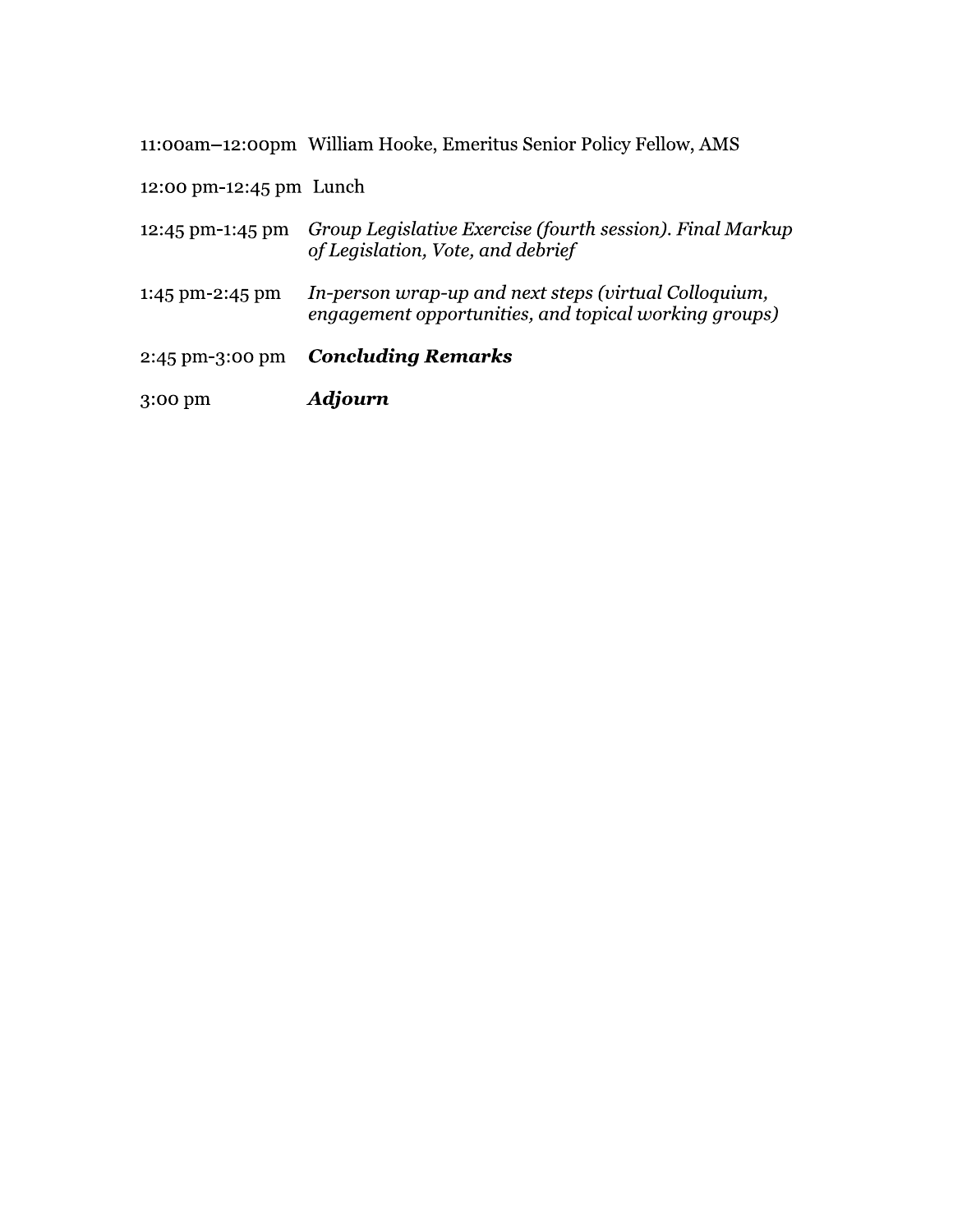| | |
|---|---|
| 11:00am–12:00pm | William Hooke, Emeritus Senior Policy Fellow, AMS |
| 12:00 pm-12:45 pm | Lunch |
| 12:45 pm-1:45 pm | *Group Legislative Exercise (fourth session). Final Markup of Legislation, Vote, and debrief* |
| 1:45 pm-2:45 pm | *In-person wrap-up and next steps (virtual Colloquium, engagement opportunities, and topical working groups)* |
| 2:45 pm-3:00 pm | ***Concluding Remarks*** |
| 3:00 pm | ***Adjourn*** |